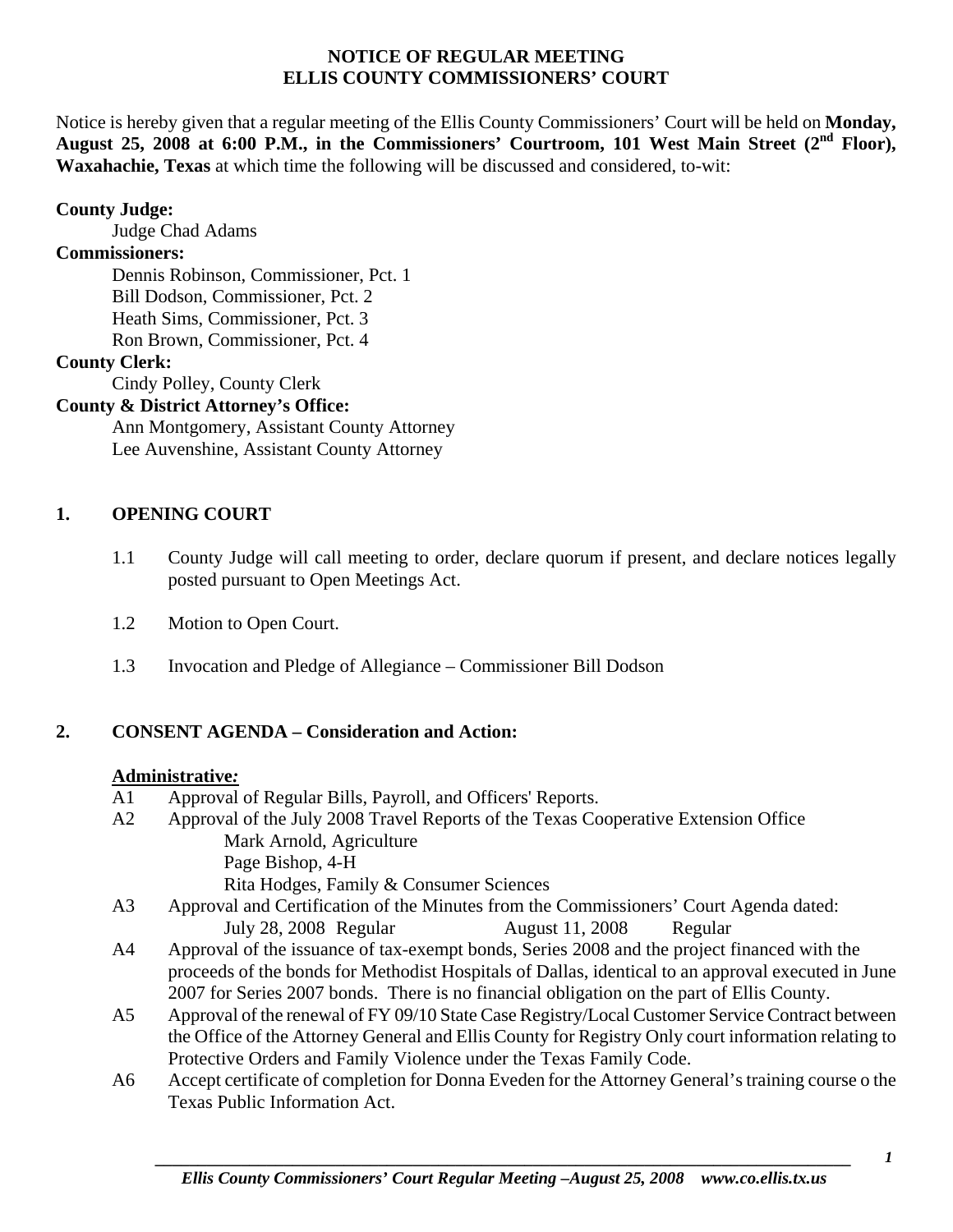# NOTICE OF REGULAR MEETING
# ELLIS COUNTY COMMISSIONERS' COURT

Notice is hereby given that a regular meeting of the Ellis County Commissioners' Court will be held on **Monday, August 25, 2008 at 6:00 P.M., in the Commissioners' Courtroom, 101 West Main Street (2nd Floor), Waxahachie, Texas** at which time the following will be discussed and considered, to-wit:

**County Judge:**
Judge Chad Adams

**Commissioners:**
Dennis Robinson, Commissioner, Pct. 1
Bill Dodson, Commissioner, Pct. 2
Heath Sims, Commissioner, Pct. 3
Ron Brown, Commissioner, Pct. 4

**County Clerk:**
Cindy Polley, County Clerk

**County & District Attorney's Office:**
Ann Montgomery, Assistant County Attorney
Lee Auvenshine, Assistant County Attorney

## 1. OPENING COURT

1.1 County Judge will call meeting to order, declare quorum if present, and declare notices legally posted pursuant to Open Meetings Act.

1.2 Motion to Open Court.

1.3 Invocation and Pledge of Allegiance – Commissioner Bill Dodson

## 2. CONSENT AGENDA – Consideration and Action:

**Administrative*:***

A1 Approval of Regular Bills, Payroll, and Officers' Reports.

A2 Approval of the July 2008 Travel Reports of the Texas Cooperative Extension Office
Mark Arnold, Agriculture
Page Bishop, 4-H
Rita Hodges, Family & Consumer Sciences

A3 Approval and Certification of the Minutes from the Commissioners' Court Agenda dated:
July 28, 2008 Regular August 11, 2008 Regular

A4 Approval of the issuance of tax-exempt bonds, Series 2008 and the project financed with the proceeds of the bonds for Methodist Hospitals of Dallas, identical to an approval executed in June 2007 for Series 2007 bonds. There is no financial obligation on the part of Ellis County.

A5 Approval of the renewal of FY 09/10 State Case Registry/Local Customer Service Contract between the Office of the Attorney General and Ellis County for Registry Only court information relating to Protective Orders and Family Violence under the Texas Family Code.

A6 Accept certificate of completion for Donna Eveden for the Attorney General's training course o the Texas Public Information Act.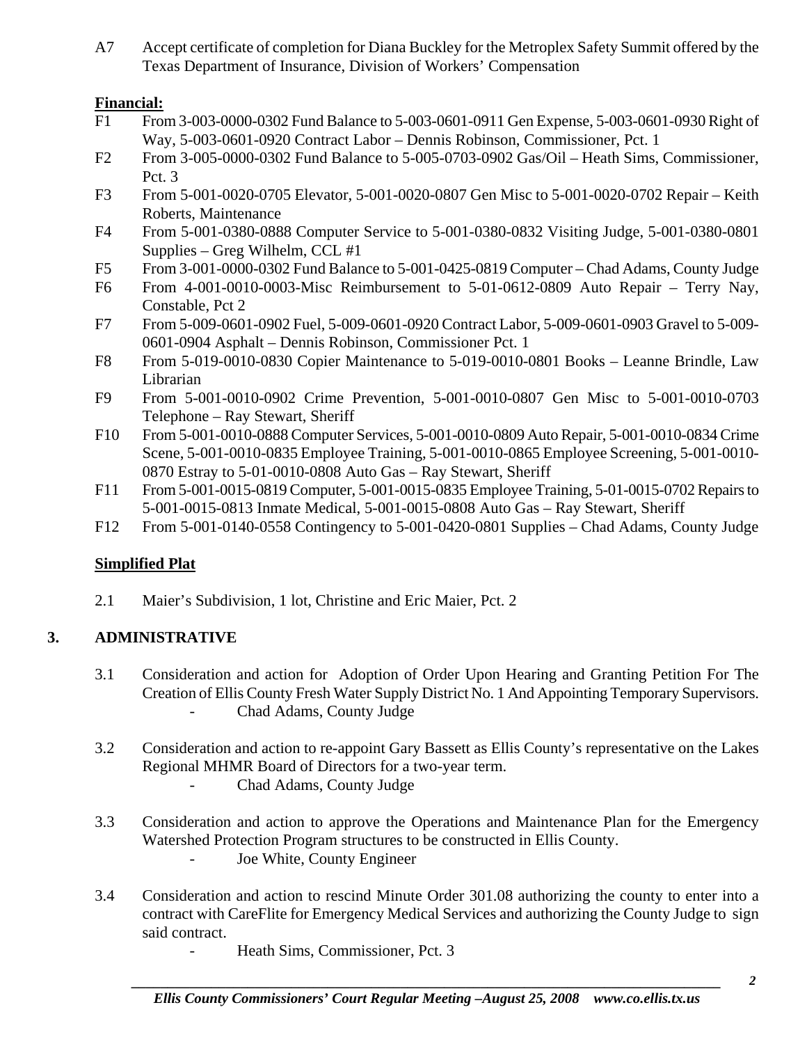A7 Accept certificate of completion for Diana Buckley for the Metroplex Safety Summit offered by the Texas Department of Insurance, Division of Workers' Compensation

**Financial:**

F1 From 3-003-0000-0302 Fund Balance to 5-003-0601-0911 Gen Expense, 5-003-0601-0930 Right of Way, 5-003-0601-0920 Contract Labor – Dennis Robinson, Commissioner, Pct. 1

F2 From 3-005-0000-0302 Fund Balance to 5-005-0703-0902 Gas/Oil – Heath Sims, Commissioner, Pct. 3

F3 From 5-001-0020-0705 Elevator, 5-001-0020-0807 Gen Misc to 5-001-0020-0702 Repair – Keith Roberts, Maintenance

F4 From 5-001-0380-0888 Computer Service to 5-001-0380-0832 Visiting Judge, 5-001-0380-0801 Supplies – Greg Wilhelm, CCL #1

F5 From 3-001-0000-0302 Fund Balance to 5-001-0425-0819 Computer – Chad Adams, County Judge

F6 From 4-001-0010-0003-Misc Reimbursement to 5-01-0612-0809 Auto Repair – Terry Nay, Constable, Pct 2

F7 From 5-009-0601-0902 Fuel, 5-009-0601-0920 Contract Labor, 5-009-0601-0903 Gravel to 5-009-0601-0904 Asphalt – Dennis Robinson, Commissioner Pct. 1

F8 From 5-019-0010-0830 Copier Maintenance to 5-019-0010-0801 Books – Leanne Brindle, Law Librarian

F9 From 5-001-0010-0902 Crime Prevention, 5-001-0010-0807 Gen Misc to 5-001-0010-0703 Telephone – Ray Stewart, Sheriff

F10 From 5-001-0010-0888 Computer Services, 5-001-0010-0809 Auto Repair, 5-001-0010-0834 Crime Scene, 5-001-0010-0835 Employee Training, 5-001-0010-0865 Employee Screening, 5-001-0010-0870 Estray to 5-01-0010-0808 Auto Gas – Ray Stewart, Sheriff

F11 From 5-001-0015-0819 Computer, 5-001-0015-0835 Employee Training, 5-01-0015-0702 Repairs to 5-001-0015-0813 Inmate Medical, 5-001-0015-0808 Auto Gas – Ray Stewart, Sheriff

F12 From 5-001-0140-0558 Contingency to 5-001-0420-0801 Supplies – Chad Adams, County Judge

**Simplified Plat**

2.1 Maier's Subdivision, 1 lot, Christine and Eric Maier, Pct. 2

## 3. ADMINISTRATIVE

3.1 Consideration and action for Adoption of Order Upon Hearing and Granting Petition For The Creation of Ellis County Fresh Water Supply District No. 1 And Appointing Temporary Supervisors.
- Chad Adams, County Judge

3.2 Consideration and action to re-appoint Gary Bassett as Ellis County's representative on the Lakes Regional MHMR Board of Directors for a two-year term.
- Chad Adams, County Judge

3.3 Consideration and action to approve the Operations and Maintenance Plan for the Emergency Watershed Protection Program structures to be constructed in Ellis County.
- Joe White, County Engineer

3.4 Consideration and action to rescind Minute Order 301.08 authorizing the county to enter into a contract with CareFlite for Emergency Medical Services and authorizing the County Judge to sign said contract.
- Heath Sims, Commissioner, Pct. 3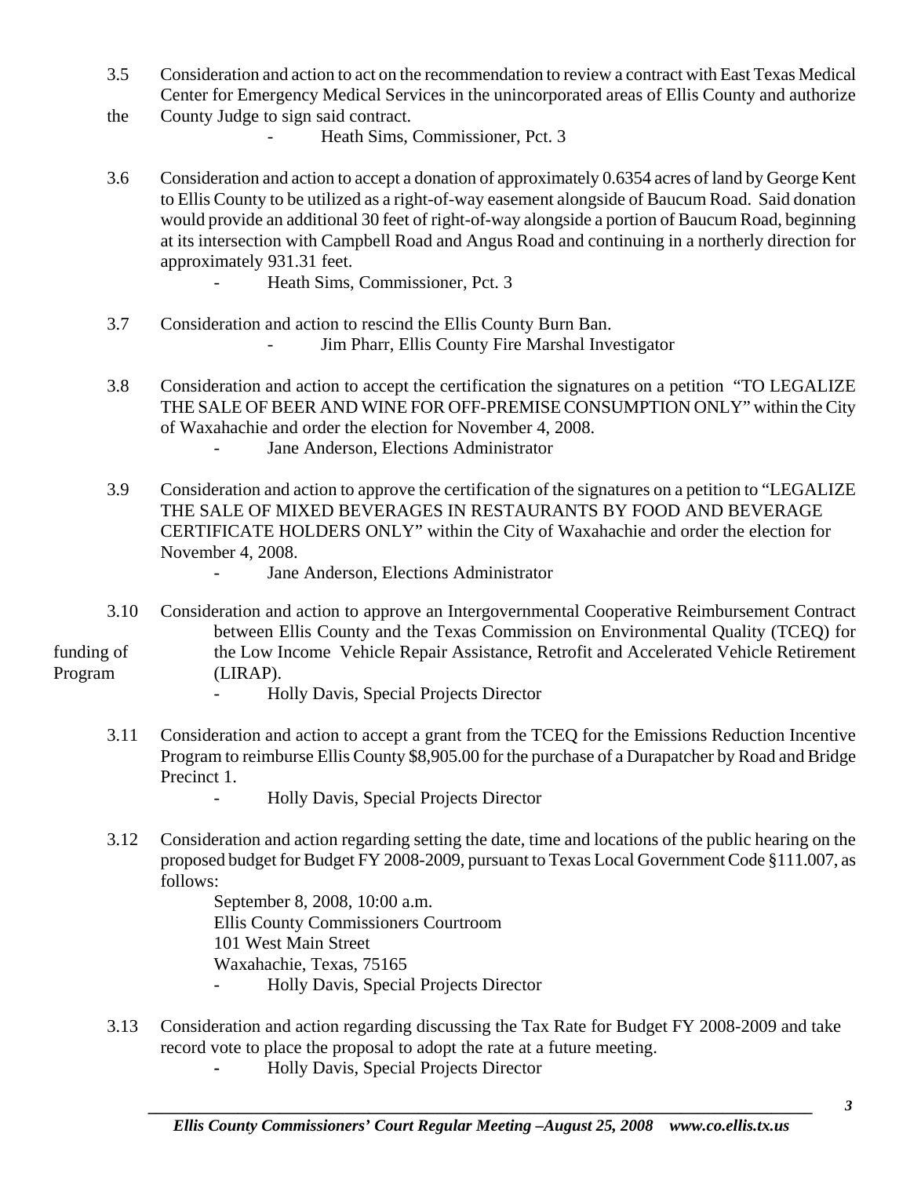3.5 Consideration and action to act on the recommendation to review a contract with East Texas Medical Center for Emergency Medical Services in the unincorporated areas of Ellis County and authorize the County Judge to sign said contract.
- Heath Sims, Commissioner, Pct. 3

3.6 Consideration and action to accept a donation of approximately 0.6354 acres of land by George Kent to Ellis County to be utilized as a right-of-way easement alongside of Baucum Road. Said donation would provide an additional 30 feet of right-of-way alongside a portion of Baucum Road, beginning at its intersection with Campbell Road and Angus Road and continuing in a northerly direction for approximately 931.31 feet.
- Heath Sims, Commissioner, Pct. 3

3.7 Consideration and action to rescind the Ellis County Burn Ban.
- Jim Pharr, Ellis County Fire Marshal Investigator

3.8 Consideration and action to accept the certification the signatures on a petition "TO LEGALIZE THE SALE OF BEER AND WINE FOR OFF-PREMISE CONSUMPTION ONLY" within the City of Waxahachie and order the election for November 4, 2008.
- Jane Anderson, Elections Administrator

3.9 Consideration and action to approve the certification of the signatures on a petition to "LEGALIZE THE SALE OF MIXED BEVERAGES IN RESTAURANTS BY FOOD AND BEVERAGE CERTIFICATE HOLDERS ONLY" within the City of Waxahachie and order the election for November 4, 2008.
- Jane Anderson, Elections Administrator

3.10 Consideration and action to approve an Intergovernmental Cooperative Reimbursement Contract between Ellis County and the Texas Commission on Environmental Quality (TCEQ) for funding of the Low Income Vehicle Repair Assistance, Retrofit and Accelerated Vehicle Retirement Program (LIRAP).
- Holly Davis, Special Projects Director

3.11 Consideration and action to accept a grant from the TCEQ for the Emissions Reduction Incentive Program to reimburse Ellis County $8,905.00 for the purchase of a Durapatcher by Road and Bridge Precinct 1.
- Holly Davis, Special Projects Director

3.12 Consideration and action regarding setting the date, time and locations of the public hearing on the proposed budget for Budget FY 2008-2009, pursuant to Texas Local Government Code §111.007, as follows:

September 8, 2008, 10:00 a.m.
Ellis County Commissioners Courtroom
101 West Main Street
Waxahachie, Texas, 75165
- Holly Davis, Special Projects Director

3.13 Consideration and action regarding discussing the Tax Rate for Budget FY 2008-2009 and take record vote to place the proposal to adopt the rate at a future meeting.
- Holly Davis, Special Projects Director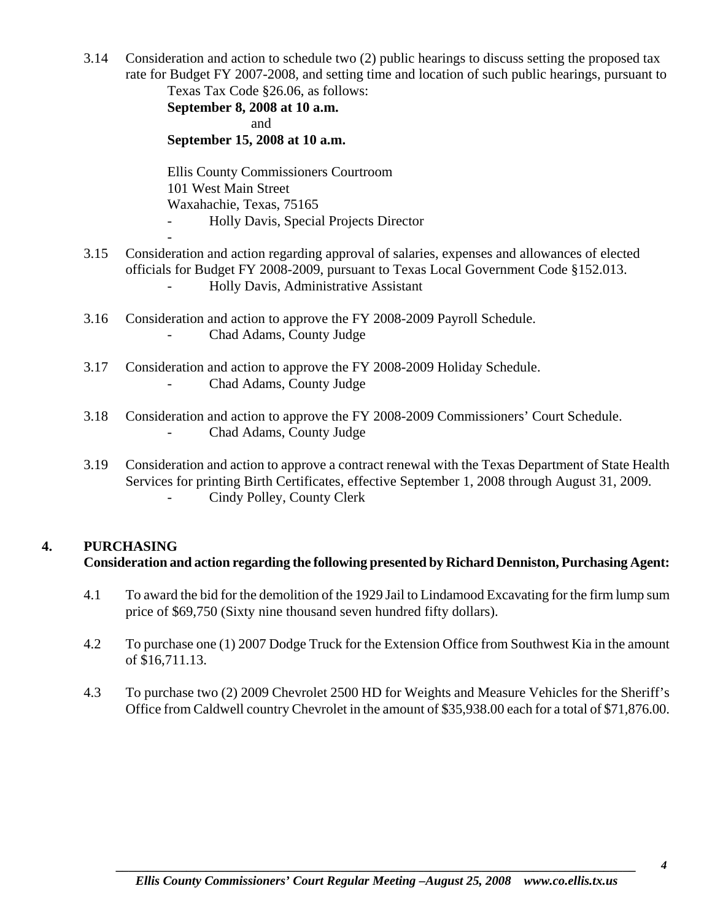3.14 Consideration and action to schedule two (2) public hearings to discuss setting the proposed tax rate for Budget FY 2007-2008, and setting time and location of such public hearings, pursuant to Texas Tax Code §26.06, as follows:

**September 8, 2008 at 10 a.m.**

and

**September 15, 2008 at 10 a.m.**

Ellis County Commissioners Courtroom
101 West Main Street
Waxahachie, Texas, 75165

- Holly Davis, Special Projects Director
-

3.15 Consideration and action regarding approval of salaries, expenses and allowances of elected officials for Budget FY 2008-2009, pursuant to Texas Local Government Code §152.013.

- Holly Davis, Administrative Assistant

3.16 Consideration and action to approve the FY 2008-2009 Payroll Schedule.

- Chad Adams, County Judge

3.17 Consideration and action to approve the FY 2008-2009 Holiday Schedule.

- Chad Adams, County Judge

3.18 Consideration and action to approve the FY 2008-2009 Commissioners' Court Schedule.

- Chad Adams, County Judge

3.19 Consideration and action to approve a contract renewal with the Texas Department of State Health Services for printing Birth Certificates, effective September 1, 2008 through August 31, 2009.

- Cindy Polley, County Clerk

## 4. PURCHASING

**Consideration and action regarding the following presented by Richard Denniston, Purchasing Agent:**

4.1 To award the bid for the demolition of the 1929 Jail to Lindamood Excavating for the firm lump sum price of $69,750 (Sixty nine thousand seven hundred fifty dollars).

4.2 To purchase one (1) 2007 Dodge Truck for the Extension Office from Southwest Kia in the amount of $16,711.13.

4.3 To purchase two (2) 2009 Chevrolet 2500 HD for Weights and Measure Vehicles for the Sheriff's Office from Caldwell country Chevrolet in the amount of $35,938.00 each for a total of $71,876.00.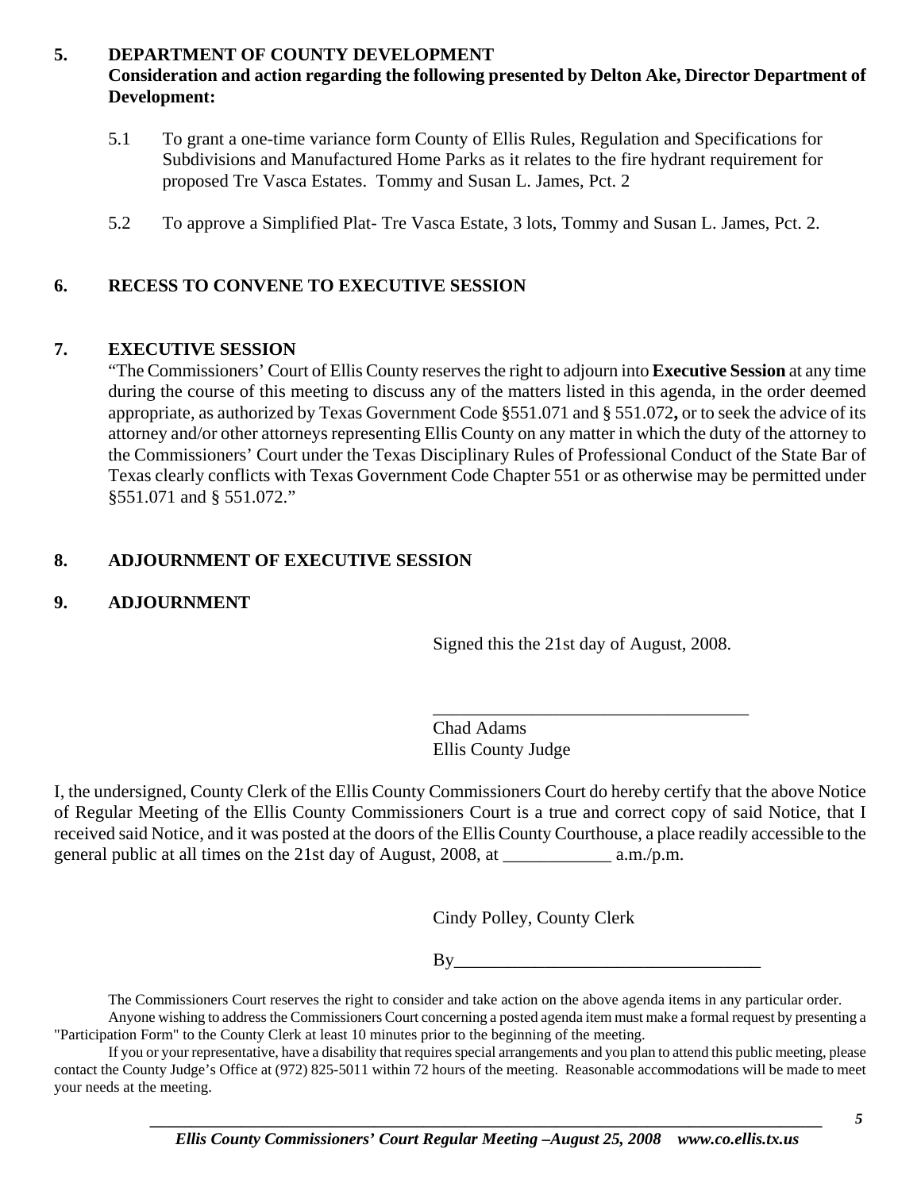**5. DEPARTMENT OF COUNTY DEVELOPMENT**
**Consideration and action regarding the following presented by Delton Ake, Director Department of Development:**

5.1 To grant a one-time variance form County of Ellis Rules, Regulation and Specifications for Subdivisions and Manufactured Home Parks as it relates to the fire hydrant requirement for proposed Tre Vasca Estates. Tommy and Susan L. James, Pct. 2

5.2 To approve a Simplified Plat- Tre Vasca Estate, 3 lots, Tommy and Susan L. James, Pct. 2.

**6. RECESS TO CONVENE TO EXECUTIVE SESSION**

**7. EXECUTIVE SESSION**

"The Commissioners' Court of Ellis County reserves the right to adjourn into **Executive Session** at any time during the course of this meeting to discuss any of the matters listed in this agenda, in the order deemed appropriate, as authorized by Texas Government Code §551.071 and § 551.072**,** or to seek the advice of its attorney and/or other attorneys representing Ellis County on any matter in which the duty of the attorney to the Commissioners' Court under the Texas Disciplinary Rules of Professional Conduct of the State Bar of Texas clearly conflicts with Texas Government Code Chapter 551 or as otherwise may be permitted under §551.071 and § 551.072."

**8. ADJOURNMENT OF EXECUTIVE SESSION**

**9. ADJOURNMENT**

Signed this the 21st day of August, 2008.

___________________________________
Chad Adams
Ellis County Judge

I, the undersigned, County Clerk of the Ellis County Commissioners Court do hereby certify that the above Notice of Regular Meeting of the Ellis County Commissioners Court is a true and correct copy of said Notice, that I received said Notice, and it was posted at the doors of the Ellis County Courthouse, a place readily accessible to the general public at all times on the 21st day of August, 2008, at ____________ a.m./p.m.

Cindy Polley, County Clerk

By__________________________________

The Commissioners Court reserves the right to consider and take action on the above agenda items in any particular order.

Anyone wishing to address the Commissioners Court concerning a posted agenda item must make a formal request by presenting a "Participation Form" to the County Clerk at least 10 minutes prior to the beginning of the meeting.

If you or your representative, have a disability that requires special arrangements and you plan to attend this public meeting, please contact the County Judge's Office at (972) 825-5011 within 72 hours of the meeting. Reasonable accommodations will be made to meet your needs at the meeting.